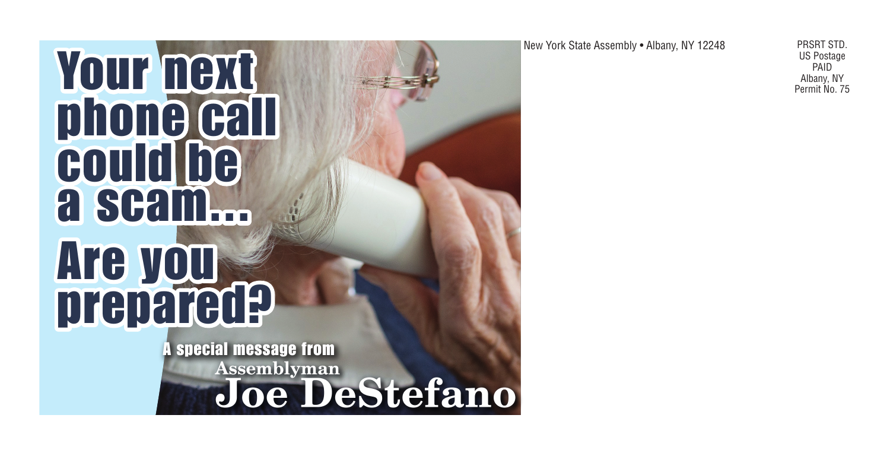# Your next phone call could be a scam...

# Are you prepared?

A special message from

Assemblyman

**Joe DeStefano**

New York State Assembly • Albany, NY 12248

PRSRT STD.
US Postage
PAID
Albany, NY
Permit No. 75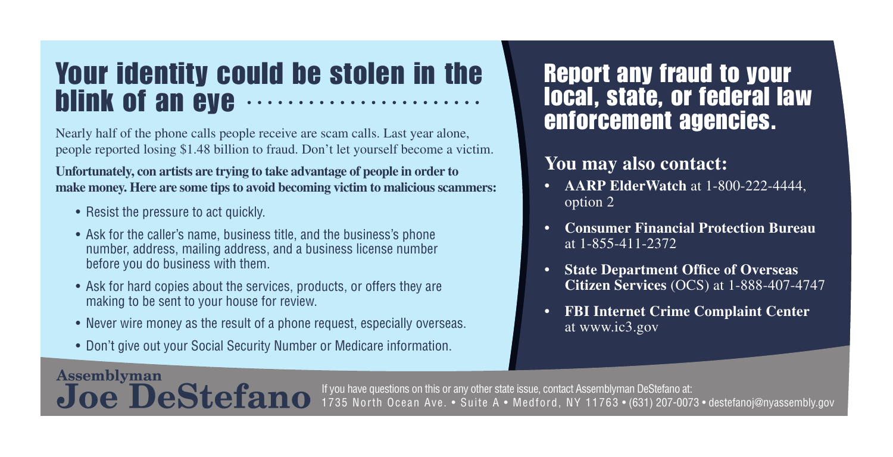## Your identity could be stolen in the blink of an eye

Nearly half of the phone calls people receive are scam calls. Last year alone, people reported losing $1.48 billion to fraud. Don't let yourself become a victim.

**Unfortunately, con artists are trying to take advantage of people in order to make money. Here are some tips to avoid becoming victim to malicious scammers:**

- Resist the pressure to act quickly.
- Ask for the caller's name, business title, and the business's phone number, address, mailing address, and a business license number before you do business with them.
- Ask for hard copies about the services, products, or offers they are making to be sent to your house for review.
- Never wire money as the result of a phone request, especially overseas.
- Don't give out your Social Security Number or Medicare information.

## Report any fraud to your local, state, or federal law enforcement agencies.

### You may also contact:

- **AARP ElderWatch** at 1-800-222-4444, option 2
- **Consumer Financial Protection Bureau** at 1-855-411-2372
- **State Department Office of Overseas Citizen Services** (OCS) at 1-888-407-4747
- **FBI Internet Crime Complaint Center** at www.ic3.gov

**Assemblyman Joe DeStefano**

If you have questions on this or any other state issue, contact Assemblyman DeStefano at:
1735 North Ocean Ave. • Suite A • Medford, NY 11763 • (631) 207-0073 • destefanoj@nyassembly.gov